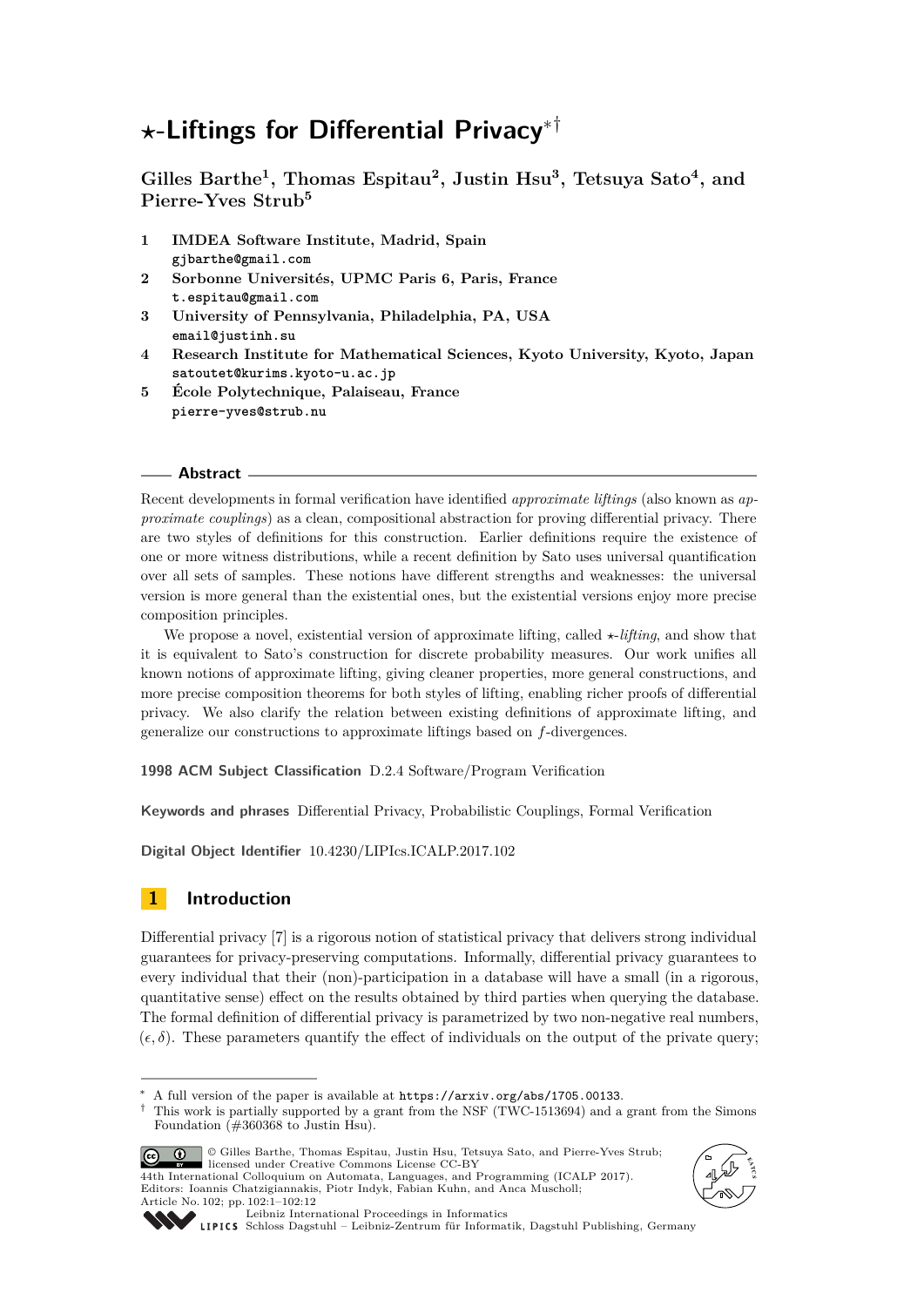# $\star$-Liftings for Differential Privacy*†

**Gilles Barthe[1], Thomas Espitau[2], Justin Hsu[3], Tetsuya Sato[4], and Pierre-Yves Strub[5]**

1. **IMDEA Software Institute, Madrid, Spain**
   gjbarthe@gmail.com
2. **Sorbonne Universités, UPMC Paris 6, Paris, France**
   t.espitau@gmail.com
3. **University of Pennsylvania, Philadelphia, PA, USA**
   email@justinh.su
4. **Research Institute for Mathematical Sciences, Kyoto University, Kyoto, Japan**
   satoutet@kurims.kyoto-u.ac.jp
5. **École Polytechnique, Palaiseau, France**
   pierre-yves@strub.nu

## Abstract

Recent developments in formal verification have identified *approximate liftings* (also known as *approximate couplings*) as a clean, compositional abstraction for proving differential privacy. There are two styles of definitions for this construction. Earlier definitions require the existence of one or more witness distributions, while a recent definition by Sato uses universal quantification over all sets of samples. These notions have different strengths and weaknesses: the universal version is more general than the existential ones, but the existential versions enjoy more precise composition principles.

We propose a novel, existential version of approximate lifting, called $\star$-*lifting*, and show that it is equivalent to Sato's construction for discrete probability measures. Our work unifies all known notions of approximate lifting, giving cleaner properties, more general constructions, and more precise composition theorems for both styles of lifting, enabling richer proofs of differential privacy. We also clarify the relation between existing definitions of approximate lifting, and generalize our constructions to approximate liftings based on $f$-divergences.

**1998 ACM Subject Classification** D.2.4 Software/Program Verification

**Keywords and phrases** Differential Privacy, Probabilistic Couplings, Formal Verification

**Digital Object Identifier** 10.4230/LIPIcs.ICALP.2017.102

## 1 Introduction

Differential privacy [7] is a rigorous notion of statistical privacy that delivers strong individual guarantees for privacy-preserving computations. Informally, differential privacy guarantees to every individual that their (non)-participation in a database will have a small (in a rigorous, quantitative sense) effect on the results obtained by third parties when querying the database. The formal definition of differential privacy is parametrized by two non-negative real numbers, $(\epsilon, \delta)$. These parameters quantify the effect of individuals on the output of the private query;

---

\* A full version of the paper is available at https://arxiv.org/abs/1705.00133.

† This work is partially supported by a grant from the NSF (TWC-1513694) and a grant from the Simons Foundation (#360368 to Justin Hsu).

© Gilles Barthe, Thomas Espitau, Justin Hsu, Tetsuya Sato, and Pierre-Yves Strub; licensed under Creative Commons License CC-BY
44th International Colloquium on Automata, Languages, and Programming (ICALP 2017).
Editors: Ioannis Chatzigiannakis, Piotr Indyk, Fabian Kuhn, and Anca Muscholl;
Article No. 102; pp. 102:1–102:12
Leibniz International Proceedings in Informatics
Schloss Dagstuhl – Leibniz-Zentrum für Informatik, Dagstuhl Publishing, Germany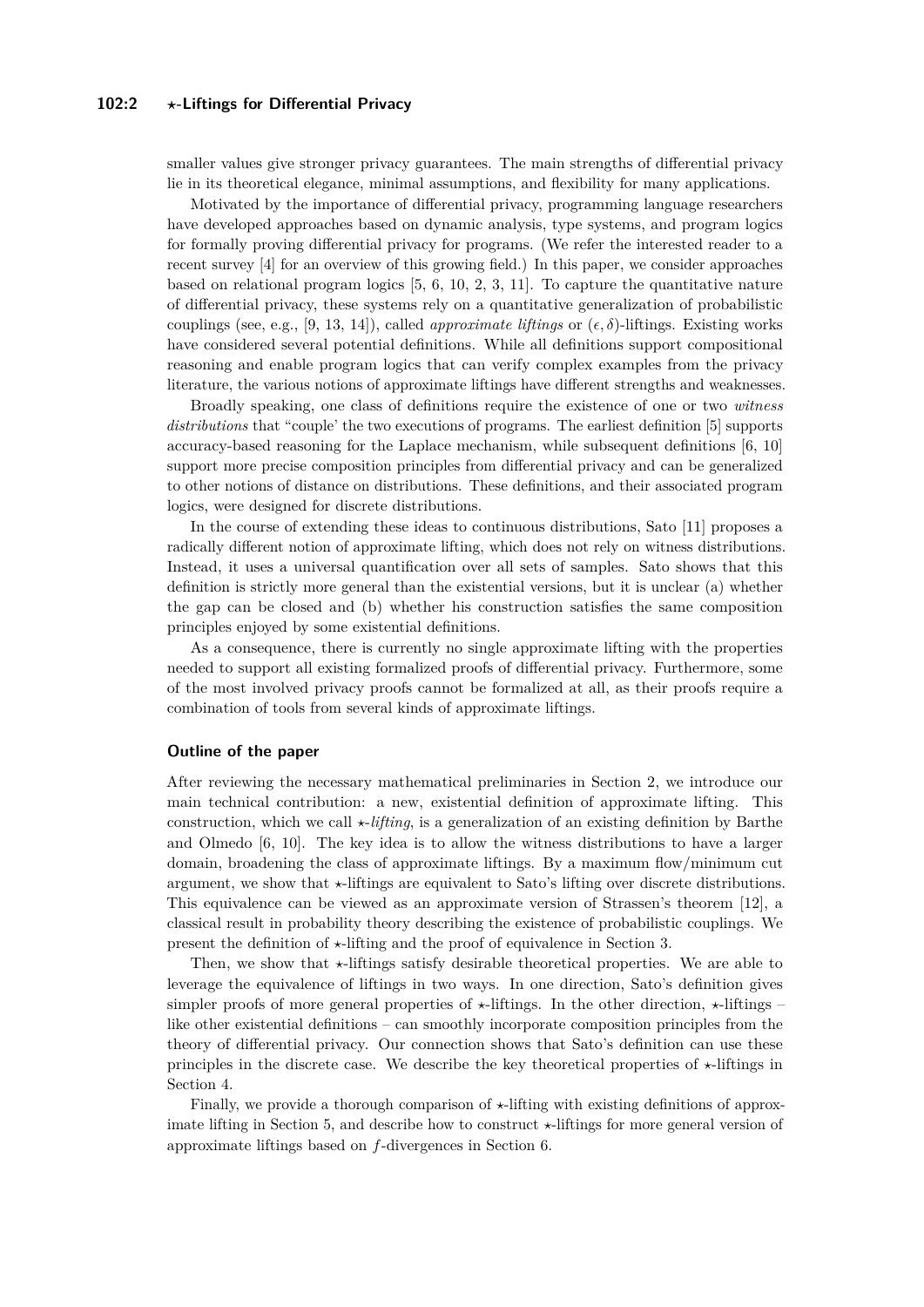smaller values give stronger privacy guarantees. The main strengths of differential privacy lie in its theoretical elegance, minimal assumptions, and flexibility for many applications.

Motivated by the importance of differential privacy, programming language researchers have developed approaches based on dynamic analysis, type systems, and program logics for formally proving differential privacy for programs. (We refer the interested reader to a recent survey [4] for an overview of this growing field.) In this paper, we consider approaches based on relational program logics [5, 6, 10, 2, 3, 11]. To capture the quantitative nature of differential privacy, these systems rely on a quantitative generalization of probabilistic couplings (see, e.g., [9, 13, 14]), called *approximate liftings* or $(\epsilon, \delta)$-liftings. Existing works have considered several potential definitions. While all definitions support compositional reasoning and enable program logics that can verify complex examples from the privacy literature, the various notions of approximate liftings have different strengths and weaknesses.

Broadly speaking, one class of definitions require the existence of one or two *witness distributions* that "couple" the two executions of programs. The earliest definition [5] supports accuracy-based reasoning for the Laplace mechanism, while subsequent definitions [6, 10] support more precise composition principles from differential privacy and can be generalized to other notions of distance on distributions. These definitions, and their associated program logics, were designed for discrete distributions.

In the course of extending these ideas to continuous distributions, Sato [11] proposes a radically different notion of approximate lifting, which does not rely on witness distributions. Instead, it uses a universal quantification over all sets of samples. Sato shows that this definition is strictly more general than the existential versions, but it is unclear (a) whether the gap can be closed and (b) whether his construction satisfies the same composition principles enjoyed by some existential definitions.

As a consequence, there is currently no single approximate lifting with the properties needed to support all existing formalized proofs of differential privacy. Furthermore, some of the most involved privacy proofs cannot be formalized at all, as their proofs require a combination of tools from several kinds of approximate liftings.

### Outline of the paper

After reviewing the necessary mathematical preliminaries in Section 2, we introduce our main technical contribution: a new, existential definition of approximate lifting. This construction, which we call $\star$-*lifting*, is a generalization of an existing definition by Barthe and Olmedo [6, 10]. The key idea is to allow the witness distributions to have a larger domain, broadening the class of approximate liftings. By a maximum flow/minimum cut argument, we show that $\star$-liftings are equivalent to Sato's lifting over discrete distributions. This equivalence can be viewed as an approximate version of Strassen's theorem [12], a classical result in probability theory describing the existence of probabilistic couplings. We present the definition of $\star$-lifting and the proof of equivalence in Section 3.

Then, we show that $\star$-liftings satisfy desirable theoretical properties. We are able to leverage the equivalence of liftings in two ways. In one direction, Sato's definition gives simpler proofs of more general properties of $\star$-liftings. In the other direction, $\star$-liftings – like other existential definitions – can smoothly incorporate composition principles from the theory of differential privacy. Our connection shows that Sato's definition can use these principles in the discrete case. We describe the key theoretical properties of $\star$-liftings in Section 4.

Finally, we provide a thorough comparison of $\star$-lifting with existing definitions of approximate lifting in Section 5, and describe how to construct $\star$-liftings for more general version of approximate liftings based on $f$-divergences in Section 6.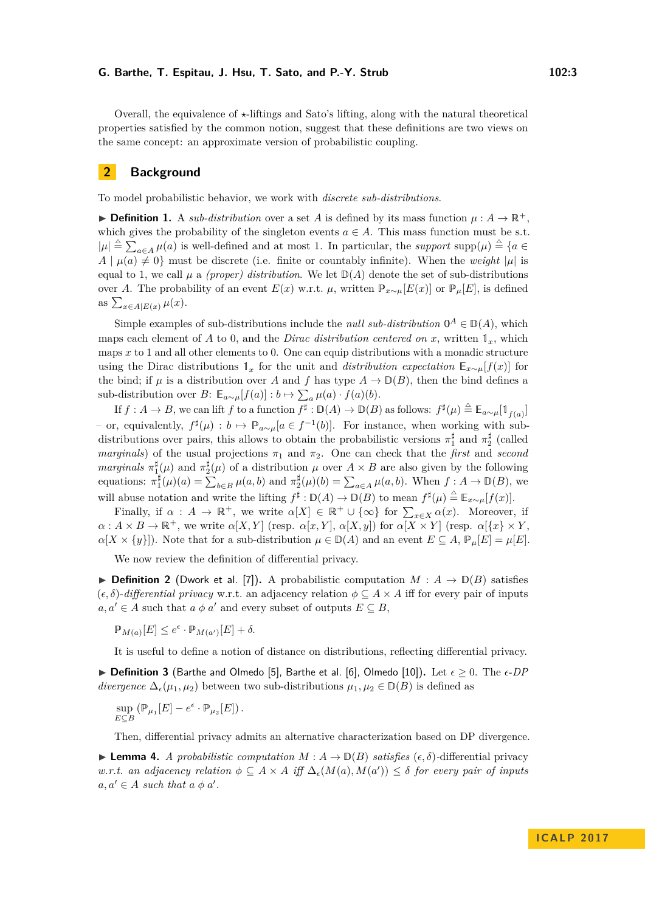Overall, the equivalence of $\star$-liftings and Sato's lifting, along with the natural theoretical properties satisfied by the common notion, suggest that these definitions are two views on the same concept: an approximate version of probabilistic coupling.

## 2 Background

To model probabilistic behavior, we work with *discrete sub-distributions*.

▶ **Definition 1.** A *sub-distribution* over a set $A$ is defined by its mass function $\mu : A \to \mathbb{R}^+$, which gives the probability of the singleton events $a \in A$. This mass function must be s.t. $|\mu| \triangleq \sum_{a \in A} \mu(a)$ is well-defined and at most 1. In particular, the *support* $\mathrm{supp}(\mu) \triangleq \{a \in A \mid \mu(a) \neq 0\}$ must be discrete (i.e. finite or countably infinite). When the *weight* $|\mu|$ is equal to 1, we call $\mu$ a *(proper) distribution*. We let $\mathbb{D}(A)$ denote the set of sub-distributions over $A$. The probability of an event $E(x)$ w.r.t. $\mu$, written $\mathbb{P}_{x \sim \mu}[E(x)]$ or $\mathbb{P}_\mu[E]$, is defined as $\sum_{x \in A \mid E(x)} \mu(x)$.

Simple examples of sub-distributions include the *null sub-distribution* $\mathbb{0}^A \in \mathbb{D}(A)$, which maps each element of $A$ to 0, and the *Dirac distribution centered on* $x$, written $\mathbb{1}_x$, which maps $x$ to 1 and all other elements to 0. One can equip distributions with a monadic structure using the Dirac distributions $\mathbb{1}_x$ for the unit and *distribution expectation* $\mathbb{E}_{x \sim \mu}[f(x)]$ for the bind; if $\mu$ is a distribution over $A$ and $f$ has type $A \to \mathbb{D}(B)$, then the bind defines a sub-distribution over $B$: $\mathbb{E}_{a \sim \mu}[f(a)] : b \mapsto \sum_a \mu(a) \cdot f(a)(b)$.

If $f : A \to B$, we can lift $f$ to a function $f^\sharp : \mathbb{D}(A) \to \mathbb{D}(B)$ as follows: $f^\sharp(\mu) \triangleq \mathbb{E}_{a \sim \mu}[\mathbb{1}_{f(a)}]$ – or, equivalently, $f^\sharp(\mu) : b \mapsto \mathbb{P}_{a \sim \mu}[a \in f^{-1}(b)]$. For instance, when working with sub-distributions over pairs, this allows to obtain the probabilistic versions $\pi_1^\sharp$ and $\pi_2^\sharp$ (called *marginals*) of the usual projections $\pi_1$ and $\pi_2$. One can check that the *first* and *second marginals* $\pi_1^\sharp(\mu)$ and $\pi_2^\sharp(\mu)$ of a distribution $\mu$ over $A \times B$ are also given by the following equations: $\pi_1^\sharp(\mu)(a) = \sum_{b \in B} \mu(a, b)$ and $\pi_2^\sharp(\mu)(b) = \sum_{a \in A} \mu(a, b)$. When $f : A \to \mathbb{D}(B)$, we will abuse notation and write the lifting $f^\sharp : \mathbb{D}(A) \to \mathbb{D}(B)$ to mean $f^\sharp(\mu) \triangleq \mathbb{E}_{x \sim \mu}[f(x)]$.

Finally, if $\alpha : A \to \mathbb{R}^+$, we write $\alpha[X] \in \mathbb{R}^+ \cup \{\infty\}$ for $\sum_{x \in X} \alpha(x)$. Moreover, if $\alpha : A \times B \to \mathbb{R}^+$, we write $\alpha[X, Y]$ (resp. $\alpha[x, Y]$, $\alpha[X, y]$) for $\alpha[X \times Y]$ (resp. $\alpha[\{x\} \times Y$, $\alpha[X \times \{y\}]$). Note that for a sub-distribution $\mu \in \mathbb{D}(A)$ and an event $E \subseteq A$, $\mathbb{P}_\mu[E] = \mu[E]$.

We now review the definition of differential privacy.

▶ **Definition 2** (Dwork et al. [7]). A probabilistic computation $M : A \to \mathbb{D}(B)$ satisfies $(\epsilon, \delta)$-*differential privacy* w.r.t. an adjacency relation $\phi \subseteq A \times A$ iff for every pair of inputs $a, a' \in A$ such that $a \mathrel{\phi} a'$ and every subset of outputs $E \subseteq B$,

$$\mathbb{P}_{M(a)}[E] \leq e^\epsilon \cdot \mathbb{P}_{M(a')}[E] + \delta.$$

It is useful to define a notion of distance on distributions, reflecting differential privacy.

▶ **Definition 3** (Barthe and Olmedo [5], Barthe et al. [6], Olmedo [10]). Let $\epsilon \geq 0$. The *$\epsilon$-DP divergence* $\Delta_\epsilon(\mu_1, \mu_2)$ between two sub-distributions $\mu_1, \mu_2 \in \mathbb{D}(B)$ is defined as

$$\sup_{E \subseteq B} \left( \mathbb{P}_{\mu_1}[E] - e^\epsilon \cdot \mathbb{P}_{\mu_2}[E] \right).$$

Then, differential privacy admits an alternative characterization based on DP divergence.

▶ **Lemma 4.** *A probabilistic computation $M : A \to \mathbb{D}(B)$ satisfies $(\epsilon, \delta)$-differential privacy w.r.t. an adjacency relation $\phi \subseteq A \times A$ iff $\Delta_\epsilon(M(a), M(a')) \leq \delta$ for every pair of inputs $a, a' \in A$ such that $a \mathrel{\phi} a'$.*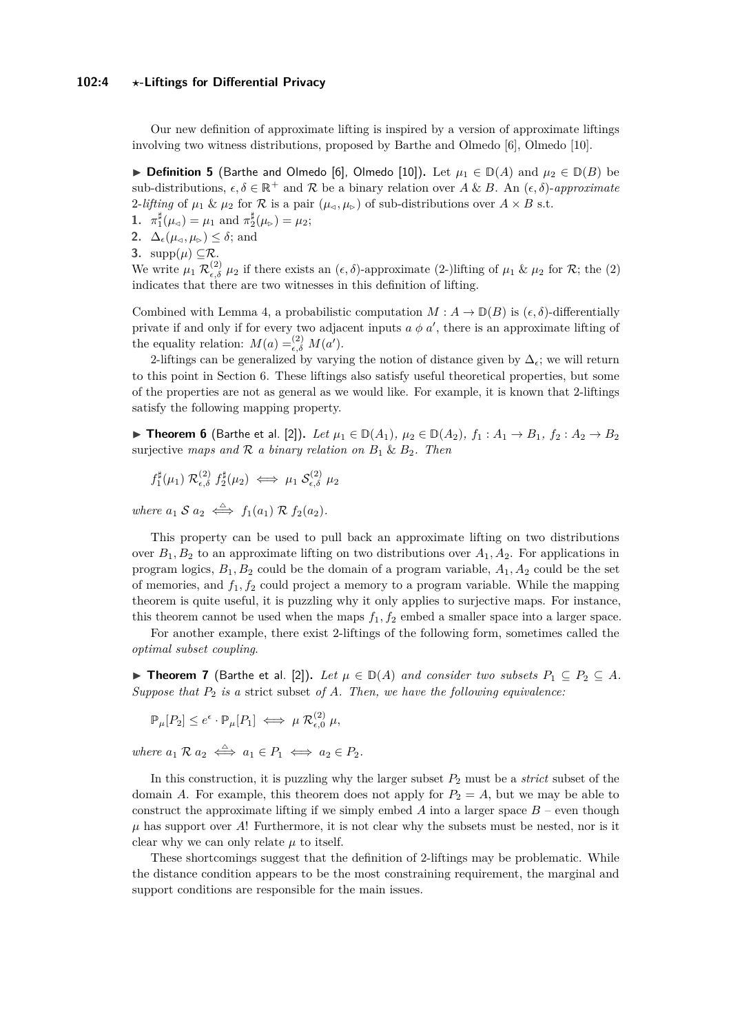Our new definition of approximate lifting is inspired by a version of approximate liftings involving two witness distributions, proposed by Barthe and Olmedo [6], Olmedo [10].

▶ **Definition 5** (Barthe and Olmedo [6], Olmedo [10]). Let $\mu_1 \in \mathbb{D}(A)$ and $\mu_2 \in \mathbb{D}(B)$ be sub-distributions, $\epsilon, \delta \in \mathbb{R}^+$ and $\mathcal{R}$ be a binary relation over $A$ & $B$. An $(\epsilon, \delta)$-*approximate* 2-*lifting* of $\mu_1$ & $\mu_2$ for $\mathcal{R}$ is a pair $(\mu_\triangleleft, \mu_\triangleright)$ of sub-distributions over $A \times B$ s.t.

1. $\pi_1^\sharp(\mu_\triangleleft) = \mu_1$ and $\pi_2^\sharp(\mu_\triangleright) = \mu_2$;
2. $\Delta_\epsilon(\mu_\triangleleft, \mu_\triangleright) \leq \delta$; and
3. $\mathrm{supp}(\mu) \subseteq \mathcal{R}$.

We write $\mu_1 \, \mathcal{R}^{(2)}_{\epsilon,\delta} \, \mu_2$ if there exists an $(\epsilon, \delta)$-approximate (2-)lifting of $\mu_1$ & $\mu_2$ for $\mathcal{R}$; the (2) indicates that there are two witnesses in this definition of lifting.

Combined with Lemma 4, a probabilistic computation $M : A \to \mathbb{D}(B)$ is $(\epsilon, \delta)$-differentially private if and only if for every two adjacent inputs $a \, \phi \, a'$, there is an approximate lifting of the equality relation: $M(a) =^{(2)}_{\epsilon,\delta} M(a')$.

2-liftings can be generalized by varying the notion of distance given by $\Delta_\epsilon$; we will return to this point in Section 6. These liftings also satisfy useful theoretical properties, but some of the properties are not as general as we would like. For example, it is known that 2-liftings satisfy the following mapping property.

▶ **Theorem 6** (Barthe et al. [2]). *Let $\mu_1 \in \mathbb{D}(A_1)$, $\mu_2 \in \mathbb{D}(A_2)$, $f_1 : A_1 \to B_1$, $f_2 : A_2 \to B_2$ surjective maps and $\mathcal{R}$ a binary relation on $B_1$ & $B_2$. Then*

$$f_1^\sharp(\mu_1) \, \mathcal{R}^{(2)}_{\epsilon,\delta} \, f_2^\sharp(\mu_2) \iff \mu_1 \, \mathcal{S}^{(2)}_{\epsilon,\delta} \, \mu_2$$

*where $a_1 \, \mathcal{S} \, a_2 \overset{\triangle}{\iff} f_1(a_1) \, \mathcal{R} \, f_2(a_2)$.*

This property can be used to pull back an approximate lifting on two distributions over $B_1, B_2$ to an approximate lifting on two distributions over $A_1, A_2$. For applications in program logics, $B_1, B_2$ could be the domain of a program variable, $A_1, A_2$ could be the set of memories, and $f_1, f_2$ could project a memory to a program variable. While the mapping theorem is quite useful, it is puzzling why it only applies to surjective maps. For instance, this theorem cannot be used when the maps $f_1, f_2$ embed a smaller space into a larger space.

For another example, there exist 2-liftings of the following form, sometimes called the *optimal subset coupling*.

▶ **Theorem 7** (Barthe et al. [2]). *Let $\mu \in \mathbb{D}(A)$ and consider two subsets $P_1 \subseteq P_2 \subseteq A$. Suppose that $P_2$ is a* strict *subset of $A$. Then, we have the following equivalence:*

$$\mathbb{P}_\mu[P_2] \leq e^\epsilon \cdot \mathbb{P}_\mu[P_1] \iff \mu \, \mathcal{R}^{(2)}_{\epsilon,0} \, \mu,$$

*where $a_1 \, \mathcal{R} \, a_2 \overset{\triangle}{\iff} a_1 \in P_1 \iff a_2 \in P_2$.*

In this construction, it is puzzling why the larger subset $P_2$ must be a *strict* subset of the domain $A$. For example, this theorem does not apply for $P_2 = A$, but we may be able to construct the approximate lifting if we simply embed $A$ into a larger space $B$ – even though $\mu$ has support over $A$! Furthermore, it is not clear why the subsets must be nested, nor is it clear why we can only relate $\mu$ to itself.

These shortcomings suggest that the definition of 2-liftings may be problematic. While the distance condition appears to be the most constraining requirement, the marginal and support conditions are responsible for the main issues.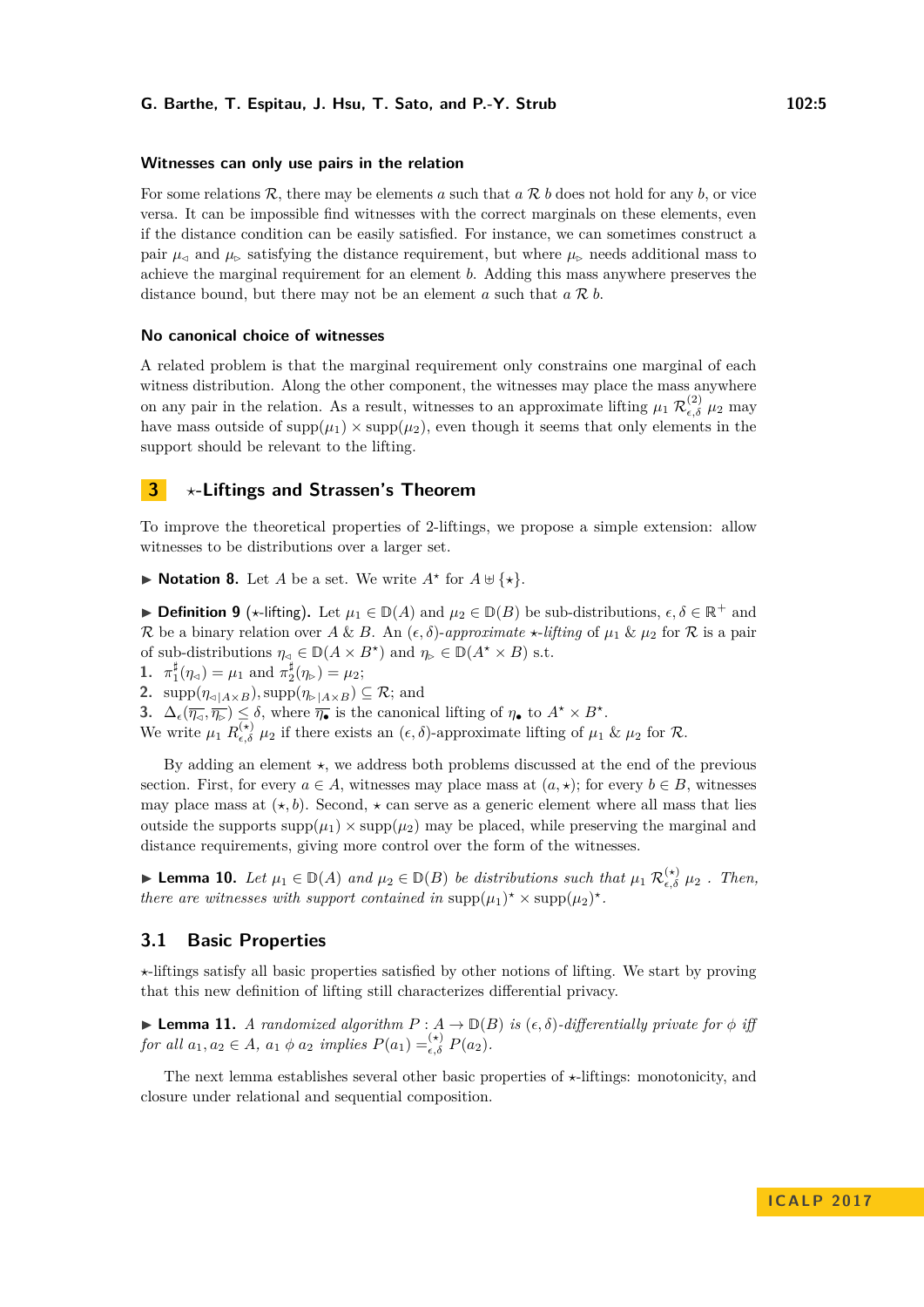#### Witnesses can only use pairs in the relation

For some relations $\mathcal{R}$, there may be elements $a$ such that $a \mathrel{\mathcal{R}} b$ does not hold for any $b$, or vice versa. It can be impossible find witnesses with the correct marginals on these elements, even if the distance condition can be easily satisfied. For instance, we can sometimes construct a pair $\mu_\triangleleft$ and $\mu_\triangleright$ satisfying the distance requirement, but where $\mu_\triangleright$ needs additional mass to achieve the marginal requirement for an element $b$. Adding this mass anywhere preserves the distance bound, but there may not be an element $a$ such that $a \mathrel{\mathcal{R}} b$.

#### No canonical choice of witnesses

A related problem is that the marginal requirement only constrains one marginal of each witness distribution. Along the other component, the witnesses may place the mass anywhere on any pair in the relation. As a result, witnesses to an approximate lifting $\mu_1 \mathrel{\mathcal{R}^{(2)}_{\epsilon,\delta}} \mu_2$ may have mass outside of $\mathrm{supp}(\mu_1) \times \mathrm{supp}(\mu_2)$, even though it seems that only elements in the support should be relevant to the lifting.

## 3 $\star$-Liftings and Strassen's Theorem

To improve the theoretical properties of 2-liftings, we propose a simple extension: allow witnesses to be distributions over a larger set.

▶ **Notation 8.** Let $A$ be a set. We write $A^\star$ for $A \uplus \{\star\}$.

▶ **Definition 9** ($\star$-lifting)**.** Let $\mu_1 \in \mathbb{D}(A)$ and $\mu_2 \in \mathbb{D}(B)$ be sub-distributions, $\epsilon, \delta \in \mathbb{R}^+$ and $\mathcal{R}$ be a binary relation over $A$ & $B$. An $(\epsilon,\delta)$*-approximate* $\star$*-lifting* of $\mu_1$ & $\mu_2$ for $\mathcal{R}$ is a pair of sub-distributions $\eta_\triangleleft \in \mathbb{D}(A \times B^\star)$ and $\eta_\triangleright \in \mathbb{D}(A^\star \times B)$ s.t.

1. $\pi_1^\sharp(\eta_\triangleleft) = \mu_1$ and $\pi_2^\sharp(\eta_\triangleright) = \mu_2$;
2. $\mathrm{supp}(\eta_{\triangleleft|A\times B}), \mathrm{supp}(\eta_{\triangleright|A\times B}) \subseteq \mathcal{R}$; and
3. $\Delta_\epsilon(\overline{\eta_\triangleleft}, \overline{\eta_\triangleright}) \leq \delta$, where $\overline{\eta_\bullet}$ is the canonical lifting of $\eta_\bullet$ to $A^\star \times B^\star$.

We write $\mu_1 \mathrel{R^{(\star)}_{\epsilon,\delta}} \mu_2$ if there exists an $(\epsilon,\delta)$-approximate lifting of $\mu_1$ & $\mu_2$ for $\mathcal{R}$.

By adding an element $\star$, we address both problems discussed at the end of the previous section. First, for every $a \in A$, witnesses may place mass at $(a,\star)$; for every $b \in B$, witnesses may place mass at $(\star, b)$. Second, $\star$ can serve as a generic element where all mass that lies outside the supports $\mathrm{supp}(\mu_1) \times \mathrm{supp}(\mu_2)$ may be placed, while preserving the marginal and distance requirements, giving more control over the form of the witnesses.

▶ **Lemma 10.** *Let $\mu_1 \in \mathbb{D}(A)$ and $\mu_2 \in \mathbb{D}(B)$ be distributions such that $\mu_1 \mathrel{\mathcal{R}^{(\star)}_{\epsilon,\delta}} \mu_2$ . Then, there are witnesses with support contained in $\mathrm{supp}(\mu_1)^\star \times \mathrm{supp}(\mu_2)^\star$.*

### 3.1 Basic Properties

$\star$-liftings satisfy all basic properties satisfied by other notions of lifting. We start by proving that this new definition of lifting still characterizes differential privacy.

▶ **Lemma 11.** *A randomized algorithm $P : A \to \mathbb{D}(B)$ is $(\epsilon,\delta)$-differentially private for $\phi$ iff for all $a_1, a_2 \in A$, $a_1 \mathrel{\phi} a_2$ implies $P(a_1) =^{(\star)}_{\epsilon,\delta} P(a_2)$.*

The next lemma establishes several other basic properties of $\star$-liftings: monotonicity, and closure under relational and sequential composition.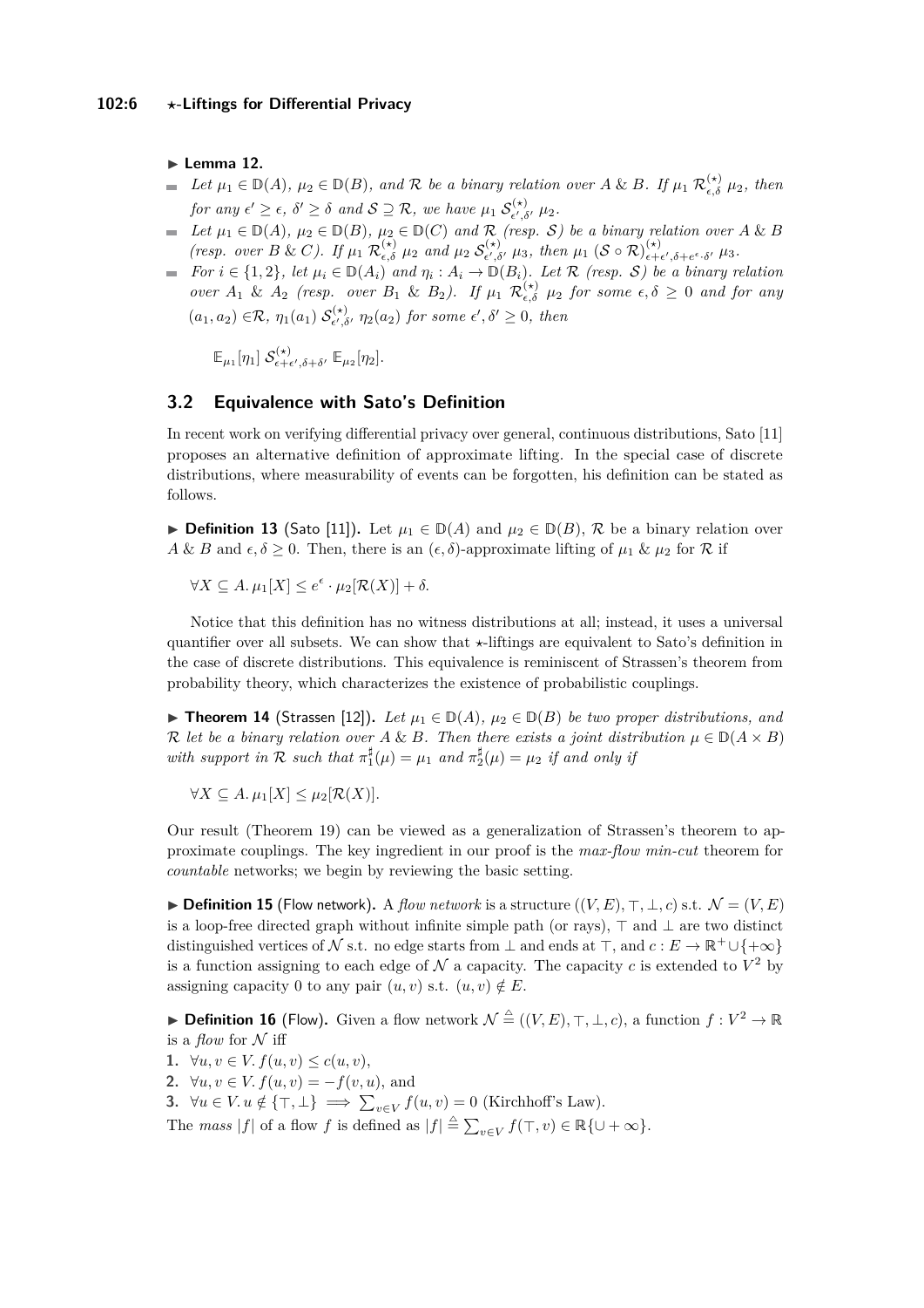▶ **Lemma 12.**

- *Let $\mu_1 \in \mathbb{D}(A)$, $\mu_2 \in \mathbb{D}(B)$, and $\mathcal{R}$ be a binary relation over $A$ & $B$. If $\mu_1 \; \mathcal{R}^{(\star)}_{\epsilon,\delta} \; \mu_2$, then for any $\epsilon' \geq \epsilon$, $\delta' \geq \delta$ and $\mathcal{S} \supseteq \mathcal{R}$, we have $\mu_1 \; \mathcal{S}^{(\star)}_{\epsilon',\delta'} \; \mu_2$.*
- *Let $\mu_1 \in \mathbb{D}(A)$, $\mu_2 \in \mathbb{D}(B)$, $\mu_2 \in \mathbb{D}(C)$ and $\mathcal{R}$ (resp. $\mathcal{S}$) be a binary relation over $A$ & $B$ (resp. over $B$ & $C$). If $\mu_1 \; \mathcal{R}^{(\star)}_{\epsilon,\delta} \; \mu_2$ and $\mu_2 \; \mathcal{S}^{(\star)}_{\epsilon',\delta'} \; \mu_3$, then $\mu_1 \; (\mathcal{S} \circ \mathcal{R})^{(\star)}_{\epsilon+\epsilon',\delta+e^{\epsilon}\cdot\delta'} \; \mu_3$.*
- *For $i \in \{1,2\}$, let $\mu_i \in \mathbb{D}(A_i)$ and $\eta_i : A_i \to \mathbb{D}(B_i)$. Let $\mathcal{R}$ (resp. $\mathcal{S}$) be a binary relation over $A_1$ & $A_2$ (resp. over $B_1$ & $B_2$). If $\mu_1 \; \mathcal{R}^{(\star)}_{\epsilon,\delta} \; \mu_2$ for some $\epsilon, \delta \geq 0$ and for any $(a_1, a_2) \in \mathcal{R}$, $\eta_1(a_1) \; \mathcal{S}^{(\star)}_{\epsilon',\delta'} \; \eta_2(a_2)$ for some $\epsilon', \delta' \geq 0$, then*

$$\mathbb{E}_{\mu_1}[\eta_1] \; \mathcal{S}^{(\star)}_{\epsilon+\epsilon',\delta+\delta'} \; \mathbb{E}_{\mu_2}[\eta_2].$$

## 3.2 Equivalence with Sato's Definition

In recent work on verifying differential privacy over general, continuous distributions, Sato [11] proposes an alternative definition of approximate lifting. In the special case of discrete distributions, where measurability of events can be forgotten, his definition can be stated as follows.

▶ **Definition 13** (Sato [11]). Let $\mu_1 \in \mathbb{D}(A)$ and $\mu_2 \in \mathbb{D}(B)$, $\mathcal{R}$ be a binary relation over $A$ & $B$ and $\epsilon, \delta \geq 0$. Then, there is an $(\epsilon, \delta)$-approximate lifting of $\mu_1$ & $\mu_2$ for $\mathcal{R}$ if

$$\forall X \subseteq A. \, \mu_1[X] \leq e^{\epsilon} \cdot \mu_2[\mathcal{R}(X)] + \delta.$$

Notice that this definition has no witness distributions at all; instead, it uses a universal quantifier over all subsets. We can show that $\star$-liftings are equivalent to Sato's definition in the case of discrete distributions. This equivalence is reminiscent of Strassen's theorem from probability theory, which characterizes the existence of probabilistic couplings.

▶ **Theorem 14** (Strassen [12]). *Let $\mu_1 \in \mathbb{D}(A)$, $\mu_2 \in \mathbb{D}(B)$ be two proper distributions, and $\mathcal{R}$ let be a binary relation over $A$ & $B$. Then there exists a joint distribution $\mu \in \mathbb{D}(A \times B)$ with support in $\mathcal{R}$ such that $\pi_1^{\sharp}(\mu) = \mu_1$ and $\pi_2^{\sharp}(\mu) = \mu_2$ if and only if*

$$\forall X \subseteq A. \, \mu_1[X] \leq \mu_2[\mathcal{R}(X)].$$

Our result (Theorem 19) can be viewed as a generalization of Strassen's theorem to approximate couplings. The key ingredient in our proof is the *max-flow min-cut* theorem for *countable* networks; we begin by reviewing the basic setting.

▶ **Definition 15** (Flow network). A *flow network* is a structure $((V, E), \top, \bot, c)$ s.t. $\mathcal{N} = (V, E)$ is a loop-free directed graph without infinite simple path (or rays), $\top$ and $\bot$ are two distinct distinguished vertices of $\mathcal{N}$ s.t. no edge starts from $\bot$ and ends at $\top$, and $c : E \to \mathbb{R}^+ \cup \{+\infty\}$ is a function assigning to each edge of $\mathcal{N}$ a capacity. The capacity $c$ is extended to $V^2$ by assigning capacity 0 to any pair $(u, v)$ s.t. $(u, v) \notin E$.

▶ **Definition 16** (Flow). Given a flow network $\mathcal{N} \triangleq ((V, E), \top, \bot, c)$, a function $f : V^2 \to \mathbb{R}$ is a *flow* for $\mathcal{N}$ iff

1. $\forall u, v \in V. \, f(u, v) \leq c(u, v)$,
2. $\forall u, v \in V. \, f(u, v) = -f(v, u)$, and
3. $\forall u \in V. \, u \notin \{\top, \bot\} \implies \sum_{v \in V} f(u, v) = 0$ (Kirchhoff's Law).

The *mass* $|f|$ of a flow $f$ is defined as $|f| \triangleq \sum_{v \in V} f(\top, v) \in \mathbb{R}\{\cup +\infty\}$.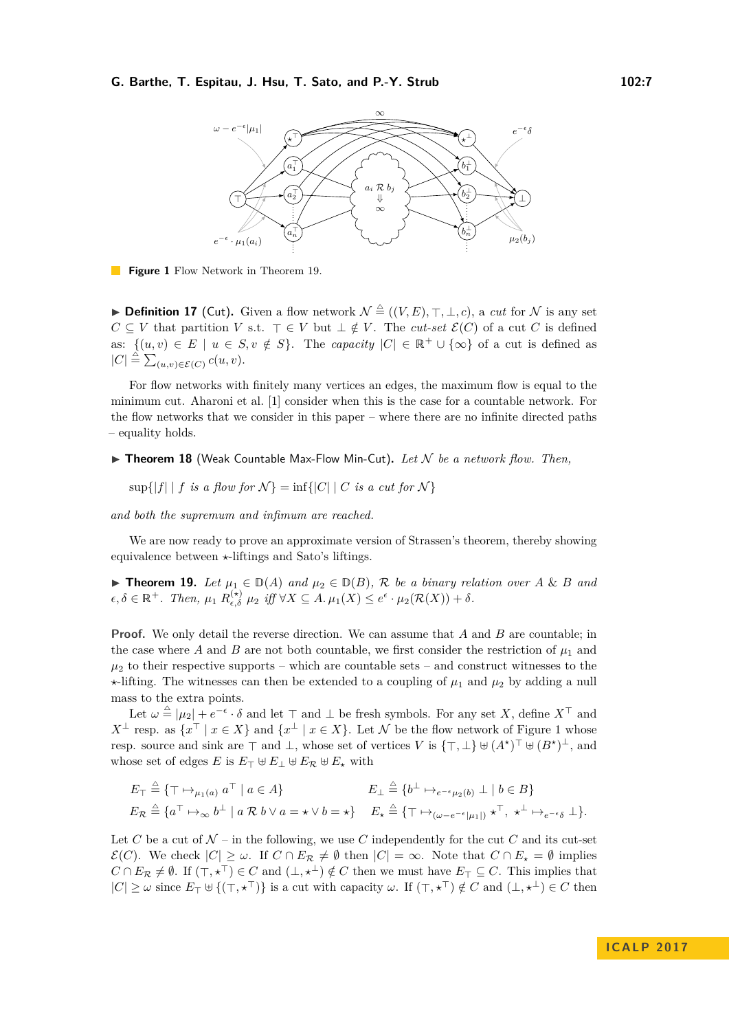**Figure 1** Flow Network in Theorem 19.

▶ **Definition 17** (Cut)**.** Given a flow network $\mathcal{N} \triangleq ((V, E), \top, \bot, c)$, a *cut* for $\mathcal{N}$ is any set $C \subseteq V$ that partition $V$ s.t. $\top \in V$ but $\bot \notin V$. The *cut-set* $\mathcal{E}(C)$ of a cut $C$ is defined as: $\{(u, v) \in E \mid u \in S, v \notin S\}$. The *capacity* $|C| \in \mathbb{R}^+ \cup \{\infty\}$ of a cut is defined as $|C| \triangleq \sum_{(u,v)\in\mathcal{E}(C)} c(u, v)$.

For flow networks with finitely many vertices an edges, the maximum flow is equal to the minimum cut. Aharoni et al. [1] consider when this is the case for a countable network. For the flow networks that we consider in this paper – where there are no infinite directed paths – equality holds.

▶ **Theorem 18** (Weak Countable Max-Flow Min-Cut)**.** *Let $\mathcal{N}$ be a network flow. Then,*

$$\sup\{|f| \mid f \text{ is a flow for } \mathcal{N}\} = \inf\{|C| \mid C \text{ is a cut for } \mathcal{N}\}$$

*and both the supremum and infimum are reached.*

We are now ready to prove an approximate version of Strassen's theorem, thereby showing equivalence between $\star$-liftings and Sato's liftings.

▶ **Theorem 19.** *Let $\mu_1 \in \mathbb{D}(A)$ and $\mu_2 \in \mathbb{D}(B)$, $\mathcal{R}$ be a binary relation over $A$ & $B$ and $\epsilon, \delta \in \mathbb{R}^+$. Then, $\mu_1 \; R^{(\star)}_{\epsilon,\delta} \; \mu_2$ iff $\forall X \subseteq A. \mu_1(X) \leq e^{\epsilon} \cdot \mu_2(\mathcal{R}(X)) + \delta$.*

**Proof.** We only detail the reverse direction. We can assume that $A$ and $B$ are countable; in the case where $A$ and $B$ are not both countable, we first consider the restriction of $\mu_1$ and $\mu_2$ to their respective supports – which are countable sets – and construct witnesses to the $\star$-lifting. The witnesses can then be extended to a coupling of $\mu_1$ and $\mu_2$ by adding a null mass to the extra points.

Let $\omega \triangleq |\mu_2| + e^{-\epsilon} \cdot \delta$ and let $\top$ and $\bot$ be fresh symbols. For any set $X$, define $X^\top$ and $X^\bot$ resp. as $\{x^\top \mid x \in X\}$ and $\{x^\bot \mid x \in X\}$. Let $\mathcal{N}$ be the flow network of Figure 1 whose resp. source and sink are $\top$ and $\bot$, whose set of vertices $V$ is $\{\top, \bot\} \uplus (A^\star)^\top \uplus (B^\star)^\bot$, and whose set of edges $E$ is $E_\top \uplus E_\bot \uplus E_\mathcal{R} \uplus E_\star$ with

$$E_\top \triangleq \{\top \mapsto_{\mu_1(a)} a^\top \mid a \in A\} \qquad E_\bot \triangleq \{b^\bot \mapsto_{e^{-\epsilon}\mu_2(b)} \bot \mid b \in B\}$$

$$E_\mathcal{R} \triangleq \{a^\top \mapsto_\infty b^\bot \mid a \mathrel{\mathcal{R}} b \vee a = \star \vee b = \star\} \qquad E_\star \triangleq \{\top \mapsto_{(\omega - e^{-\epsilon}|\mu_1|)} \star^\top,\ \star^\bot \mapsto_{e^{-\epsilon}\delta} \bot\}.$$

Let $C$ be a cut of $\mathcal{N}$ – in the following, we use $C$ independently for the cut $C$ and its cut-set $\mathcal{E}(C)$. We check $|C| \geq \omega$. If $C \cap E_\mathcal{R} \neq \emptyset$ then $|C| = \infty$. Note that $C \cap E_\star = \emptyset$ implies $C \cap E_\mathcal{R} \neq \emptyset$. If $(\top, \star^\top) \in C$ and $(\bot, \star^\bot) \notin C$ then we must have $E_\top \subseteq C$. This implies that $|C| \geq \omega$ since $E_\top \uplus \{(\top, \star^\top)\}$ is a cut with capacity $\omega$. If $(\top, \star^\top) \notin C$ and $(\bot, \star^\bot) \in C$ then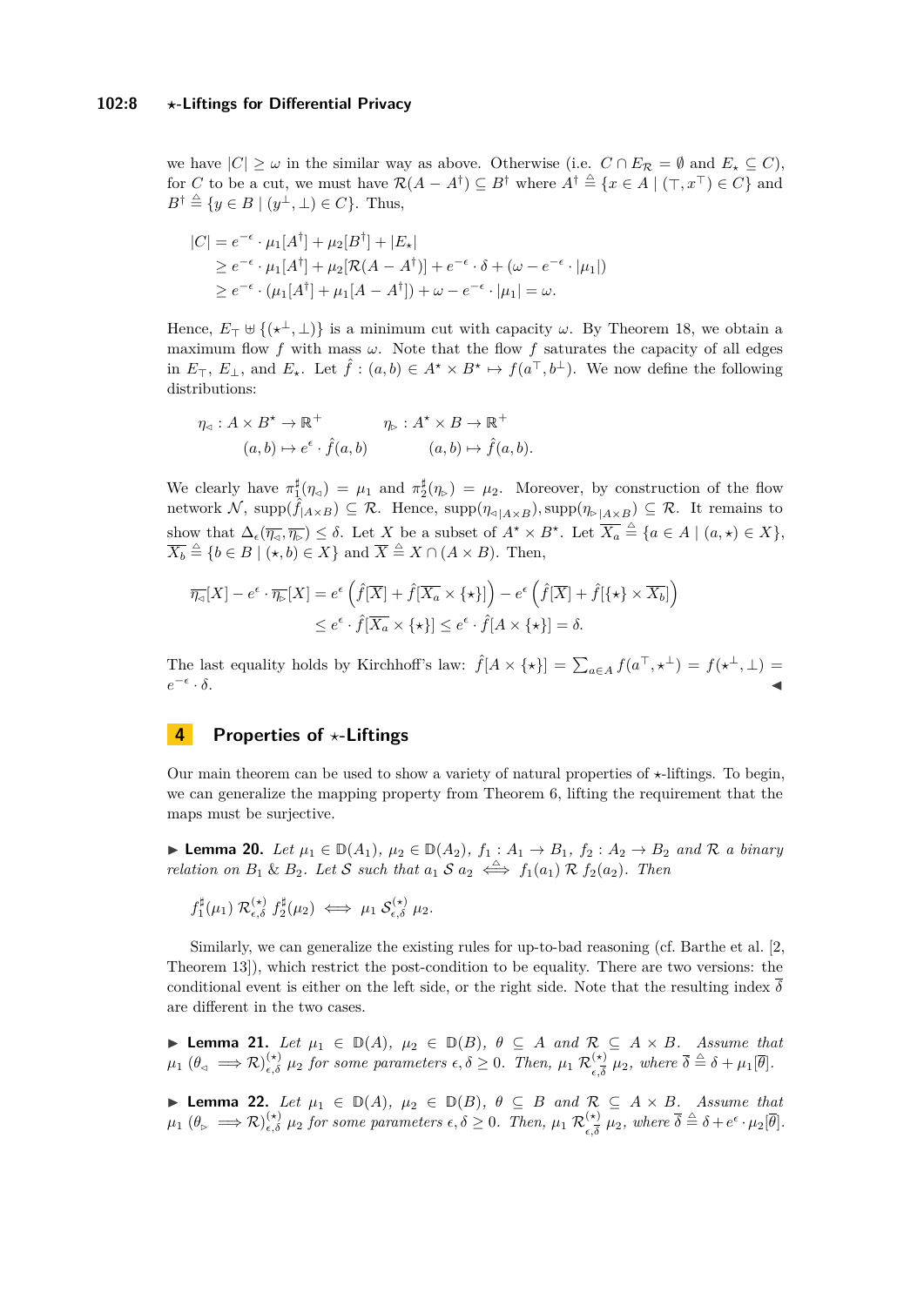we have $|C| \geq \omega$ in the similar way as above. Otherwise (i.e. $C \cap E_{\mathcal{R}} = \emptyset$ and $E_\star \subseteq C$), for $C$ to be a cut, we must have $\mathcal{R}(A - A^\dagger) \subseteq B^\dagger$ where $A^\dagger \triangleq \{x \in A \mid (\top, x^\top) \in C\}$ and $B^\dagger \triangleq \{y \in B \mid (y^\bot, \bot) \in C\}$. Thus,

$$
\begin{aligned}
|C| &= e^{-\epsilon} \cdot \mu_1[A^\dagger] + \mu_2[B^\dagger] + |E_\star| \\
&\geq e^{-\epsilon} \cdot \mu_1[A^\dagger] + \mu_2[\mathcal{R}(A - A^\dagger)] + e^{-\epsilon} \cdot \delta + (\omega - e^{-\epsilon} \cdot |\mu_1|) \\
&\geq e^{-\epsilon} \cdot (\mu_1[A^\dagger] + \mu_1[A - A^\dagger]) + \omega - e^{-\epsilon} \cdot |\mu_1| = \omega.
\end{aligned}
$$

Hence, $E_\top \uplus \{(\star^\bot, \bot)\}$ is a minimum cut with capacity $\omega$. By Theorem 18, we obtain a maximum flow $f$ with mass $\omega$. Note that the flow $f$ saturates the capacity of all edges in $E_\top$, $E_\bot$, and $E_\star$. Let $\hat{f} : (a, b) \in A^\star \times B^\star \mapsto f(a^\top, b^\bot)$. We now define the following distributions:

$$
\begin{aligned}
\eta_\triangleleft &: A \times B^\star \to \mathbb{R}^+ & \eta_\triangleright &: A^\star \times B \to \mathbb{R}^+ \\
&\quad (a, b) \mapsto e^\epsilon \cdot \hat{f}(a, b) & &\quad (a, b) \mapsto \hat{f}(a, b).
\end{aligned}
$$

We clearly have $\pi_1^\sharp(\eta_\triangleleft) = \mu_1$ and $\pi_2^\sharp(\eta_\triangleright) = \mu_2$. Moreover, by construction of the flow network $\mathcal{N}$, $\text{supp}(\hat{f}_{|A \times B}) \subseteq \mathcal{R}$. Hence, $\text{supp}(\eta_{\triangleleft|A \times B}), \text{supp}(\eta_{\triangleright|A \times B}) \subseteq \mathcal{R}$. It remains to show that $\Delta_\epsilon(\overline{\eta_\triangleleft}, \overline{\eta_\triangleright}) \leq \delta$. Let $X$ be a subset of $A^\star \times B^\star$. Let $\overline{X_a} \triangleq \{a \in A \mid (a, \star) \in X\}$, $\overline{X_b} \triangleq \{b \in B \mid (\star, b) \in X\}$ and $\overline{X} \triangleq X \cap (A \times B)$. Then,

$$
\begin{aligned}
\overline{\eta_\triangleleft}[X] - e^\epsilon \cdot \overline{\eta_\triangleright}[X] &= e^\epsilon \left(\hat{f}[\overline{X}] + \hat{f}[\overline{X_a} \times \{\star\}]\right) - e^\epsilon \left(\hat{f}[\overline{X}] + \hat{f}[\{\star\} \times \overline{X_b}]\right) \\
&\leq e^\epsilon \cdot \hat{f}[\overline{X_a} \times \{\star\}] \leq e^\epsilon \cdot \hat{f}[A \times \{\star\}] = \delta.
\end{aligned}
$$

The last equality holds by Kirchhoff's law: $\hat{f}[A \times \{\star\}] = \sum_{a \in A} f(a^\top, \star^\bot) = f(\star^\bot, \bot) = e^{-\epsilon} \cdot \delta$. ◀

# 4 Properties of $\star$-Liftings

Our main theorem can be used to show a variety of natural properties of $\star$-liftings. To begin, we can generalize the mapping property from Theorem 6, lifting the requirement that the maps must be surjective.

▶ **Lemma 20.** *Let $\mu_1 \in \mathbb{D}(A_1)$, $\mu_2 \in \mathbb{D}(A_2)$, $f_1 : A_1 \to B_1$, $f_2 : A_2 \to B_2$ and $\mathcal{R}$ a binary relation on $B_1$ & $B_2$. Let $\mathcal{S}$ such that $a_1 \mathrel{\mathcal{S}} a_2 \stackrel{\triangle}{\iff} f_1(a_1) \mathrel{\mathcal{R}} f_2(a_2)$. Then*

$$
f_1^\sharp(\mu_1) \mathrel{\mathcal{R}^{(\star)}_{\epsilon,\delta}} f_2^\sharp(\mu_2) \iff \mu_1 \mathrel{\mathcal{S}^{(\star)}_{\epsilon,\delta}} \mu_2.
$$

Similarly, we can generalize the existing rules for up-to-bad reasoning (cf. Barthe et al. [2, Theorem 13]), which restrict the post-condition to be equality. There are two versions: the conditional event is either on the left side, or the right side. Note that the resulting index $\overline{\delta}$ are different in the two cases.

▶ **Lemma 21.** *Let $\mu_1 \in \mathbb{D}(A)$, $\mu_2 \in \mathbb{D}(B)$, $\theta \subseteq A$ and $\mathcal{R} \subseteq A \times B$. Assume that $\mu_1 \; (\theta_\triangleleft \implies \mathcal{R})^{(\star)}_{\epsilon,\delta} \; \mu_2$ for some parameters $\epsilon, \delta \geq 0$. Then, $\mu_1 \; \mathcal{R}^{(\star)}_{\epsilon,\overline{\delta}} \; \mu_2$, where $\overline{\delta} \triangleq \delta + \mu_1[\overline{\theta}]$.*

▶ **Lemma 22.** *Let $\mu_1 \in \mathbb{D}(A)$, $\mu_2 \in \mathbb{D}(B)$, $\theta \subseteq B$ and $\mathcal{R} \subseteq A \times B$. Assume that $\mu_1 \; (\theta_\triangleright \implies \mathcal{R})^{(\star)}_{\epsilon,\delta} \; \mu_2$ for some parameters $\epsilon, \delta \geq 0$. Then, $\mu_1 \; \mathcal{R}^{(\star)}_{\epsilon,\overline{\delta}} \; \mu_2$, where $\overline{\delta} \triangleq \delta + e^\epsilon \cdot \mu_2[\overline{\theta}]$.*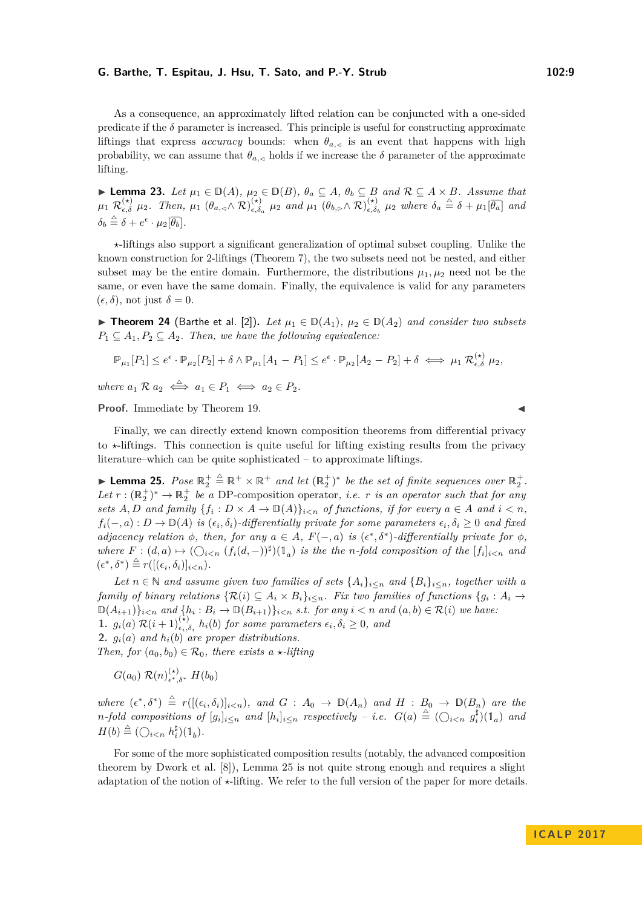As a consequence, an approximately lifted relation can be conjuncted with a one-sided predicate if the $\delta$ parameter is increased. This principle is useful for constructing approximate liftings that express *accuracy* bounds: when $\theta_{a,\lhd}$ is an event that happens with high probability, we can assume that $\theta_{a,\lhd}$ holds if we increase the $\delta$ parameter of the approximate lifting.

▶ **Lemma 23.** *Let $\mu_1 \in \mathbb{D}(A)$, $\mu_2 \in \mathbb{D}(B)$, $\theta_a \subseteq A$, $\theta_b \subseteq B$ and $\mathcal{R} \subseteq A \times B$. Assume that $\mu_1 \; \mathcal{R}^{(\star)}_{\epsilon,\delta} \; \mu_2$. Then, $\mu_1 \; (\theta_{a,\lhd} \wedge \mathcal{R})^{(\star)}_{\epsilon,\delta_a} \; \mu_2$ and $\mu_1 \; (\theta_{b,\rhd} \wedge \mathcal{R})^{(\star)}_{\epsilon,\delta_b} \; \mu_2$ where $\delta_a \triangleq \delta + \mu_1[\overline{\theta_a}]$ and $\delta_b \triangleq \delta + e^{\epsilon} \cdot \mu_2[\overline{\theta_b}]$.*

$\star$-liftings also support a significant generalization of optimal subset coupling. Unlike the known construction for 2-liftings (Theorem 7), the two subsets need not be nested, and either subset may be the entire domain. Furthermore, the distributions $\mu_1, \mu_2$ need not be the same, or even have the same domain. Finally, the equivalence is valid for any parameters $(\epsilon, \delta)$, not just $\delta = 0$.

▶ **Theorem 24** (Barthe et al. [2]). *Let $\mu_1 \in \mathbb{D}(A_1)$, $\mu_2 \in \mathbb{D}(A_2)$ and consider two subsets $P_1 \subseteq A_1, P_2 \subseteq A_2$. Then, we have the following equivalence:*

$$\mathbb{P}_{\mu_1}[P_1] \leq e^{\epsilon} \cdot \mathbb{P}_{\mu_2}[P_2] + \delta \wedge \mathbb{P}_{\mu_1}[A_1 - P_1] \leq e^{\epsilon} \cdot \mathbb{P}_{\mu_2}[A_2 - P_2] + \delta \iff \mu_1 \; \mathcal{R}^{(\star)}_{\epsilon,\delta} \; \mu_2,$$

*where $a_1 \; \mathcal{R} \; a_2 \overset{\triangle}{\iff} a_1 \in P_1 \iff a_2 \in P_2$.*

**Proof.** Immediate by Theorem 19. ◀

Finally, we can directly extend known composition theorems from differential privacy to $\star$-liftings. This connection is quite useful for lifting existing results from the privacy literature–which can be quite sophisticated – to approximate liftings.

▶ **Lemma 25.** *Pose $\mathbb{R}^+_2 \triangleq \mathbb{R}^+ \times \mathbb{R}^+$ and let $(\mathbb{R}^+_2)^*$ be the set of finite sequences over $\mathbb{R}^+_2$. Let $r : (\mathbb{R}^+_2)^* \to \mathbb{R}^+_2$ be a* DP-composition operator, *i.e. $r$ is an operator such that for any sets $A, D$ and family $\{f_i : D \times A \to \mathbb{D}(A)\}_{i<n}$ of functions, if for every $a \in A$ and $i < n$, $f_i(-, a) : D \to \mathbb{D}(A)$ is $(\epsilon_i, \delta_i)$-differentially private for some parameters $\epsilon_i, \delta_i \geq 0$ and fixed adjacency relation $\phi$, then, for any $a \in A$, $F(-, a)$ is $(\epsilon^*, \delta^*)$-differentially private for $\phi$, where $F : (d, a) \mapsto (\bigcirc_{i<n} (f_i(d, -))^\sharp)(\mathbb{1}_a)$ is the the $n$-fold composition of the $[f_i]_{i<n}$ and $(\epsilon^*, \delta^*) \triangleq r([(\epsilon_i, \delta_i)]_{i<n})$.*

*Let $n \in \mathbb{N}$ and assume given two families of sets $\{A_i\}_{i\leq n}$ and $\{B_i\}_{i\leq n}$, together with a family of binary relations $\{\mathcal{R}(i) \subseteq A_i \times B_i\}_{i\leq n}$. Fix two families of functions $\{g_i : A_i \to \mathbb{D}(A_{i+1})\}_{i<n}$ and $\{h_i : B_i \to \mathbb{D}(B_{i+1})\}_{i<n}$ s.t. for any $i < n$ and $(a, b) \in \mathcal{R}(i)$ we have:*

1. *$g_i(a) \; \mathcal{R}(i+1)^{(\star)}_{\epsilon_i,\delta_i} \; h_i(b)$ for some parameters $\epsilon_i, \delta_i \geq 0$, and*
2. *$g_i(a)$ and $h_i(b)$ are proper distributions.*

*Then, for $(a_0, b_0) \in \mathcal{R}_0$, there exists a $\star$-lifting*

$$G(a_0) \; \mathcal{R}(n)^{(\star)}_{\epsilon^*,\delta^*} \; H(b_0)$$

*where $(\epsilon^*, \delta^*) \triangleq r([(\epsilon_i, \delta_i)]_{i<n})$, and $G : A_0 \to \mathbb{D}(A_n)$ and $H : B_0 \to \mathbb{D}(B_n)$ are the $n$-fold compositions of $[g_i]_{i\leq n}$ and $[h_i]_{i\leq n}$ respectively – i.e. $G(a) \triangleq (\bigcirc_{i<n} g_i^\sharp)(\mathbb{1}_a)$ and $H(b) \triangleq (\bigcirc_{i<n} h_i^\sharp)(\mathbb{1}_b)$.*

For some of the more sophisticated composition results (notably, the advanced composition theorem by Dwork et al. [8]), Lemma 25 is not quite strong enough and requires a slight adaptation of the notion of $\star$-lifting. We refer to the full version of the paper for more details.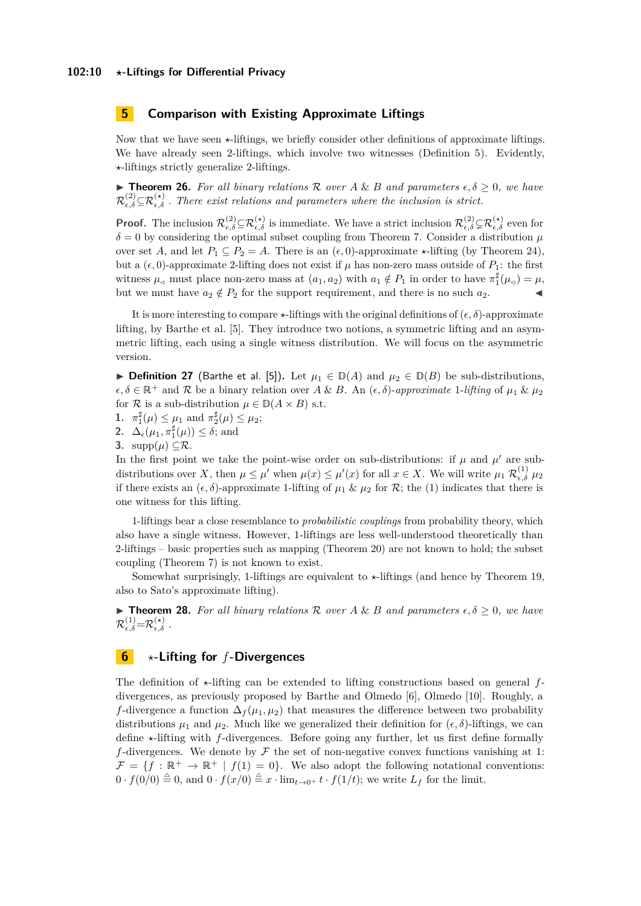## 5 Comparison with Existing Approximate Liftings

Now that we have seen $\star$-liftings, we briefly consider other definitions of approximate liftings. We have already seen 2-liftings, which involve two witnesses (Definition 5). Evidently, $\star$-liftings strictly generalize 2-liftings.

▶ **Theorem 26.** *For all binary relations $\mathcal{R}$ over $A$ & $B$ and parameters $\epsilon, \delta \geq 0$, we have $\mathcal{R}^{(2)}_{\epsilon,\delta} \subseteq \mathcal{R}^{(\star)}_{\epsilon,\delta}$. There exist relations and parameters where the inclusion is strict.*

**Proof.** The inclusion $\mathcal{R}^{(2)}_{\epsilon,\delta} \subseteq \mathcal{R}^{(\star)}_{\epsilon,\delta}$ is immediate. We have a strict inclusion $\mathcal{R}^{(2)}_{\epsilon,\delta} \subsetneq \mathcal{R}^{(\star)}_{\epsilon,\delta}$ even for $\delta = 0$ by considering the optimal subset coupling from Theorem 7. Consider a distribution $\mu$ over set $A$, and let $P_1 \subseteq P_2 = A$. There is an $(\epsilon, 0)$-approximate $\star$-lifting (by Theorem 24), but a $(\epsilon, 0)$-approximate 2-lifting does not exist if $\mu$ has non-zero mass outside of $P_1$: the first witness $\mu_\triangleleft$ must place non-zero mass at $(a_1, a_2)$ with $a_1 \notin P_1$ in order to have $\pi_1^\sharp(\mu_\triangleleft) = \mu$, but we must have $a_2 \notin P_2$ for the support requirement, and there is no such $a_2$. ◀

It is more interesting to compare $\star$-liftings with the original definitions of $(\epsilon, \delta)$-approximate lifting, by Barthe et al. [5]. They introduce two notions, a symmetric lifting and an asymmetric lifting, each using a single witness distribution. We will focus on the asymmetric version.

▶ **Definition 27** (Barthe et al. [5]). Let $\mu_1 \in \mathbb{D}(A)$ and $\mu_2 \in \mathbb{D}(B)$ be sub-distributions, $\epsilon, \delta \in \mathbb{R}^+$ and $\mathcal{R}$ be a binary relation over $A$ & $B$. An *$(\epsilon, \delta)$-approximate 1-lifting* of $\mu_1$ & $\mu_2$ for $\mathcal{R}$ is a sub-distribution $\mu \in \mathbb{D}(A \times B)$ s.t.

1. $\pi_1^\sharp(\mu) \leq \mu_1$ and $\pi_2^\sharp(\mu) \leq \mu_2$;
2. $\Delta_\epsilon(\mu_1, \pi_1^\sharp(\mu)) \leq \delta$; and
3. $\operatorname{supp}(\mu) \subseteq \mathcal{R}$.

In the first point we take the point-wise order on sub-distributions: if $\mu$ and $\mu'$ are sub-distributions over $X$, then $\mu \leq \mu'$ when $\mu(x) \leq \mu'(x)$ for all $x \in X$. We will write $\mu_1 \mathrel{\mathcal{R}^{(1)}_{\epsilon,\delta}} \mu_2$ if there exists an $(\epsilon, \delta)$-approximate 1-lifting of $\mu_1$ & $\mu_2$ for $\mathcal{R}$; the (1) indicates that there is one witness for this lifting.

1-liftings bear a close resemblance to *probabilistic couplings* from probability theory, which also have a single witness. However, 1-liftings are less well-understood theoretically than 2-liftings – basic properties such as mapping (Theorem 20) are not known to hold; the subset coupling (Theorem 7) is not known to exist.

Somewhat surprisingly, 1-liftings are equivalent to $\star$-liftings (and hence by Theorem 19, also to Sato's approximate lifting).

▶ **Theorem 28.** *For all binary relations $\mathcal{R}$ over $A$ & $B$ and parameters $\epsilon, \delta \geq 0$, we have $\mathcal{R}^{(1)}_{\epsilon,\delta} = \mathcal{R}^{(\star)}_{\epsilon,\delta}$.*

## 6 $\star$-Lifting for $f$-Divergences

The definition of $\star$-lifting can be extended to lifting constructions based on general $f$-divergences, as previously proposed by Barthe and Olmedo [6], Olmedo [10]. Roughly, a $f$-divergence a function $\Delta_f(\mu_1, \mu_2)$ that measures the difference between two probability distributions $\mu_1$ and $\mu_2$. Much like we generalized their definition for $(\epsilon, \delta)$-liftings, we can define $\star$-lifting with $f$-divergences. Before going any further, let us first define formally $f$-divergences. We denote by $\mathcal{F}$ the set of non-negative convex functions vanishing at 1: $\mathcal{F} = \{f : \mathbb{R}^+ \to \mathbb{R}^+ \mid f(1) = 0\}$. We also adopt the following notational conventions: $0 \cdot f(0/0) \triangleq 0$, and $0 \cdot f(x/0) \triangleq x \cdot \lim_{t \to 0^+} t \cdot f(1/t)$; we write $L_f$ for the limit.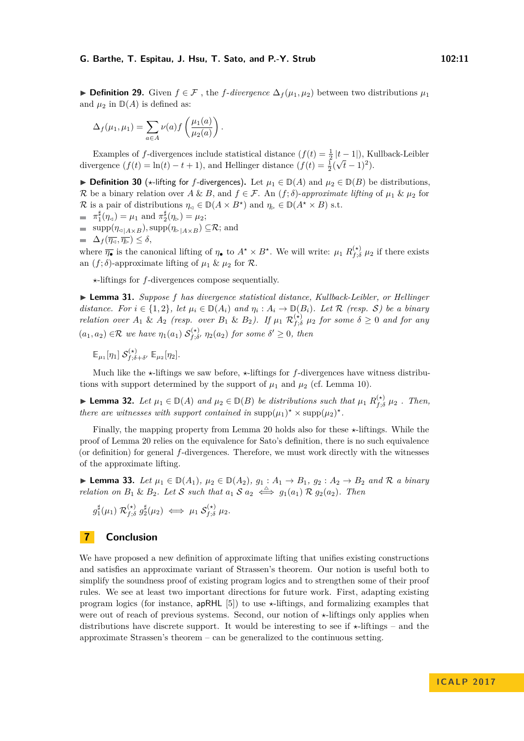▶ **Definition 29.** Given $f \in \mathcal{F}$ , the *f-divergence* $\Delta_f(\mu_1, \mu_2)$ between two distributions $\mu_1$ and $\mu_2$ in $\mathbb{D}(A)$ is defined as:

$$\Delta_f(\mu_1, \mu_1) = \sum_{a \in A} \nu(a) f\left(\frac{\mu_1(a)}{\mu_2(a)}\right).$$

Examples of $f$-divergences include statistical distance ($f(t) = \frac{1}{2}|t-1|$), Kullback-Leibler divergence ($f(t) = \ln(t) - t + 1$), and Hellinger distance ($f(t) = \frac{1}{2}(\sqrt{t}-1)^2$).

▶ **Definition 30** ($\star$-lifting for $f$-divergences)**.** Let $\mu_1 \in \mathbb{D}(A)$ and $\mu_2 \in \mathbb{D}(B)$ be distributions, $\mathcal{R}$ be a binary relation over $A$ & $B$, and $f \in \mathcal{F}$. An *$(f;\delta)$-approximate lifting* of $\mu_1$ & $\mu_2$ for $\mathcal{R}$ is a pair of distributions $\eta_{\triangleleft} \in \mathbb{D}(A \times B^\star)$ and $\eta_{\triangleright} \in \mathbb{D}(A^\star \times B)$ s.t.

- $\pi_1^\sharp(\eta_{\triangleleft}) = \mu_1$ and $\pi_2^\sharp(\eta_{\triangleright}) = \mu_2$;
- $\mathrm{supp}(\eta_{\triangleleft|A\times B}), \mathrm{supp}(\eta_{\triangleright|A\times B}) \subseteq \mathcal{R}$; and
- $\Delta_f(\overline{\eta_{\triangleleft}}, \overline{\eta_{\triangleright}}) \leq \delta$,

where $\overline{\eta_\bullet}$ is the canonical lifting of $\eta_\bullet$ to $A^\star \times B^\star$. We will write: $\mu_1 \; R^{(\star)}_{f;\delta} \; \mu_2$ if there exists an $(f;\delta)$-approximate lifting of $\mu_1$ & $\mu_2$ for $\mathcal{R}$.

$\star$-liftings for $f$-divergences compose sequentially.

▶ **Lemma 31.** *Suppose $f$ has divergence statistical distance, Kullback-Leibler, or Hellinger distance. For $i \in \{1, 2\}$, let $\mu_i \in \mathbb{D}(A_i)$ and $\eta_i : A_i \to \mathbb{D}(B_i)$. Let $\mathcal{R}$ (resp. $\mathcal{S}$) be a binary relation over $A_1$ & $A_2$ (resp. over $B_1$ & $B_2$). If $\mu_1 \; \mathcal{R}^{(\star)}_{f;\delta} \; \mu_2$ for some $\delta \geq 0$ and for any $(a_1, a_2) \in \mathcal{R}$ we have $\eta_1(a_1) \; \mathcal{S}^{(\star)}_{f;\delta'} \; \eta_2(a_2)$ for some $\delta' \geq 0$, then*

$$\mathbb{E}_{\mu_1}[\eta_1] \; \mathcal{S}^{(\star)}_{f;\delta+\delta'} \; \mathbb{E}_{\mu_2}[\eta_2].$$

Much like the $\star$-liftings we saw before, $\star$-liftings for $f$-divergences have witness distributions with support determined by the support of $\mu_1$ and $\mu_2$ (cf. Lemma 10).

▶ **Lemma 32.** *Let $\mu_1 \in \mathbb{D}(A)$ and $\mu_2 \in \mathbb{D}(B)$ be distributions such that $\mu_1 \; R^{(\star)}_{f;\delta} \; \mu_2$ . Then, there are witnesses with support contained in $\mathrm{supp}(\mu_1)^\star \times \mathrm{supp}(\mu_2)^\star$.*

Finally, the mapping property from Lemma 20 holds also for these $\star$-liftings. While the proof of Lemma 20 relies on the equivalence for Sato's definition, there is no such equivalence (or definition) for general $f$-divergences. Therefore, we must work directly with the witnesses of the approximate lifting.

▶ **Lemma 33.** *Let $\mu_1 \in \mathbb{D}(A_1)$, $\mu_2 \in \mathbb{D}(A_2)$, $g_1 : A_1 \to B_1$, $g_2 : A_2 \to B_2$ and $\mathcal{R}$ a binary relation on $B_1$ & $B_2$. Let $\mathcal{S}$ such that $a_1 \; \mathcal{S} \; a_2 \iff g_1(a_1) \; \mathcal{R} \; g_2(a_2)$. Then*

$$g_1^\sharp(\mu_1) \; \mathcal{R}^{(\star)}_{f;\delta} \; g_2^\sharp(\mu_2) \iff \mu_1 \; \mathcal{S}^{(\star)}_{f;\delta} \; \mu_2.$$

## 7 Conclusion

We have proposed a new definition of approximate lifting that unifies existing constructions and satisfies an approximate variant of Strassen's theorem. Our notion is useful both to simplify the soundness proof of existing program logics and to strengthen some of their proof rules. We see at least two important directions for future work. First, adapting existing program logics (for instance, apRHL [5]) to use $\star$-liftings, and formalizing examples that were out of reach of previous systems. Second, our notion of $\star$-liftings only applies when distributions have discrete support. It would be interesting to see if $\star$-liftings – and the approximate Strassen's theorem – can be generalized to the continuous setting.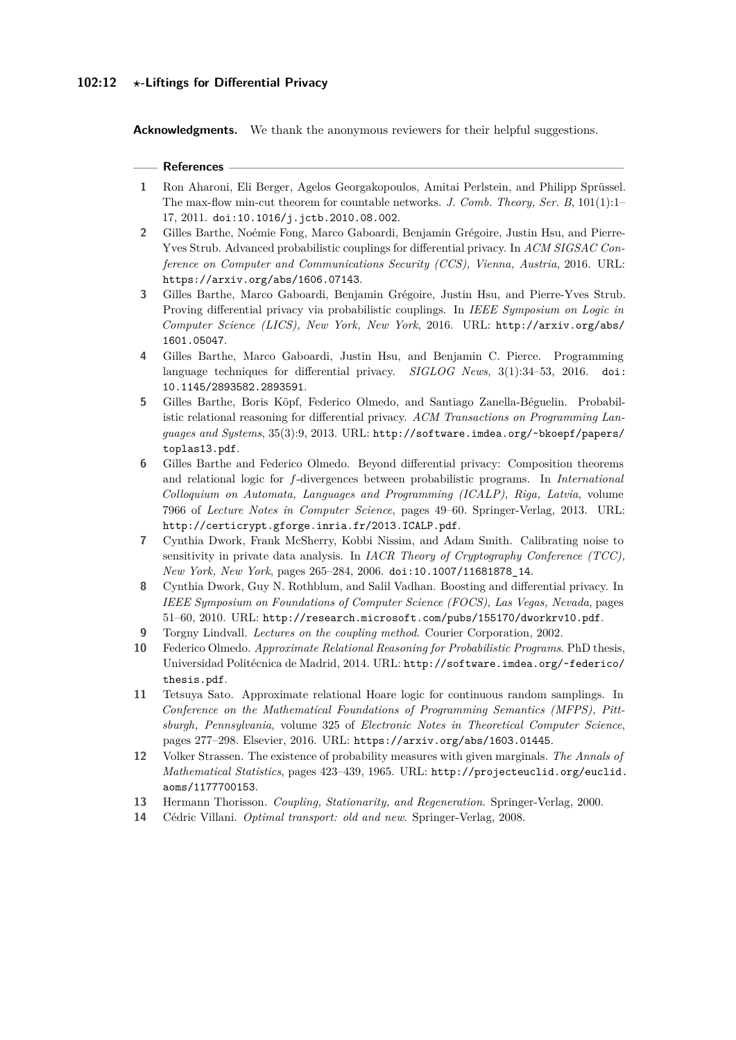**Acknowledgments.** We thank the anonymous reviewers for their helpful suggestions.

## References

1. Ron Aharoni, Eli Berger, Agelos Georgakopoulos, Amitai Perlstein, and Philipp Sprüssel. The max-flow min-cut theorem for countable networks. *J. Comb. Theory, Ser. B*, 101(1):1–17, 2011. doi:10.1016/j.jctb.2010.08.002.
2. Gilles Barthe, Noémie Fong, Marco Gaboardi, Benjamin Grégoire, Justin Hsu, and Pierre-Yves Strub. Advanced probabilistic couplings for differential privacy. In *ACM SIGSAC Conference on Computer and Communications Security (CCS), Vienna, Austria*, 2016. URL: https://arxiv.org/abs/1606.07143.
3. Gilles Barthe, Marco Gaboardi, Benjamin Grégoire, Justin Hsu, and Pierre-Yves Strub. Proving differential privacy via probabilistic couplings. In *IEEE Symposium on Logic in Computer Science (LICS), New York, New York*, 2016. URL: http://arxiv.org/abs/1601.05047.
4. Gilles Barthe, Marco Gaboardi, Justin Hsu, and Benjamin C. Pierce. Programming language techniques for differential privacy. *SIGLOG News*, 3(1):34–53, 2016. doi:10.1145/2893582.2893591.
5. Gilles Barthe, Boris Köpf, Federico Olmedo, and Santiago Zanella-Béguelin. Probabilistic relational reasoning for differential privacy. *ACM Transactions on Programming Languages and Systems*, 35(3):9, 2013. URL: http://software.imdea.org/~bkoepf/papers/toplas13.pdf.
6. Gilles Barthe and Federico Olmedo. Beyond differential privacy: Composition theorems and relational logic for $f$-divergences between probabilistic programs. In *International Colloquium on Automata, Languages and Programming (ICALP), Riga, Latvia*, volume 7966 of *Lecture Notes in Computer Science*, pages 49–60. Springer-Verlag, 2013. URL: http://certicrypt.gforge.inria.fr/2013.ICALP.pdf.
7. Cynthia Dwork, Frank McSherry, Kobbi Nissim, and Adam Smith. Calibrating noise to sensitivity in private data analysis. In *IACR Theory of Cryptography Conference (TCC), New York, New York*, pages 265–284, 2006. doi:10.1007/11681878_14.
8. Cynthia Dwork, Guy N. Rothblum, and Salil Vadhan. Boosting and differential privacy. In *IEEE Symposium on Foundations of Computer Science (FOCS), Las Vegas, Nevada*, pages 51–60, 2010. URL: http://research.microsoft.com/pubs/155170/dworkrv10.pdf.
9. Torgny Lindvall. *Lectures on the coupling method*. Courier Corporation, 2002.
10. Federico Olmedo. *Approximate Relational Reasoning for Probabilistic Programs*. PhD thesis, Universidad Politécnica de Madrid, 2014. URL: http://software.imdea.org/~federico/thesis.pdf.
11. Tetsuya Sato. Approximate relational Hoare logic for continuous random samplings. In *Conference on the Mathematical Foundations of Programming Semantics (MFPS), Pittsburgh, Pennsylvania*, volume 325 of *Electronic Notes in Theoretical Computer Science*, pages 277–298. Elsevier, 2016. URL: https://arxiv.org/abs/1603.01445.
12. Volker Strassen. The existence of probability measures with given marginals. *The Annals of Mathematical Statistics*, pages 423–439, 1965. URL: http://projecteuclid.org/euclid.aoms/1177700153.
13. Hermann Thorisson. *Coupling, Stationarity, and Regeneration*. Springer-Verlag, 2000.
14. Cédric Villani. *Optimal transport: old and new*. Springer-Verlag, 2008.